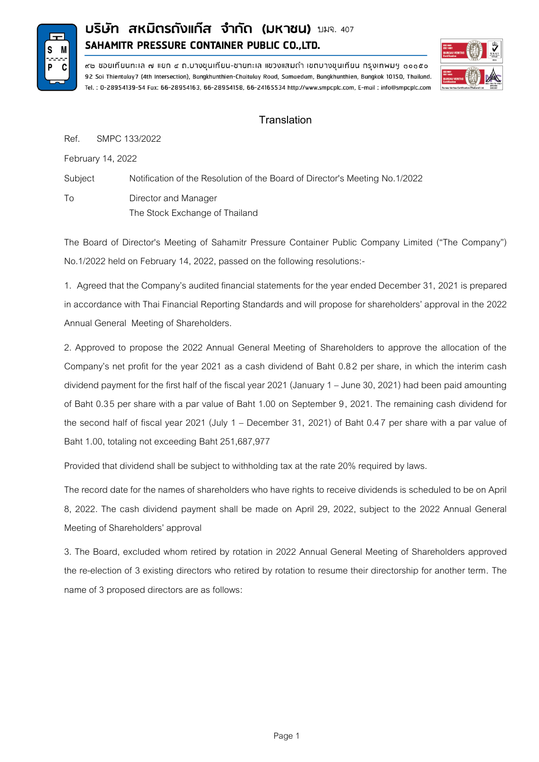# บริษัท สหมิตรถังแก๊ส จำกัด (มหาชน) บมจ. 407

## SAHAMITR PRESSURE CONTAINER PUBLIC CO.,LTD.

๙๒ ซอยเทียนทะเล ๗ แยก ๔ ถ.บางขุนเทียน-ชายทะเล แขวงแสมดำ เขตบางขุนเทียน กรุงเทพมฯ ๑๐๑๕๐
92 Soi Thientalay7 (4th Intersection), Bangkhunthien-Chaitalay Road, Samaedam, Bangkhunthien, Bangkok 10150, Thailand.
Tel. : 0-28954139-54 Fax: 66-28954163, 66-28954158, 66-24165534 http://www.smpcplc.com, E-mail : info@smpcplc.com

Translation

Ref. SMPC 133/2022

February 14, 2022

Subject Notification of the Resolution of the Board of Director's Meeting No.1/2022

To Director and Manager
The Stock Exchange of Thailand

The Board of Director's Meeting of Sahamitr Pressure Container Public Company Limited ("The Company") No.1/2022 held on February 14, 2022, passed on the following resolutions:-

1. Agreed that the Company's audited financial statements for the year ended December 31, 2021 is prepared in accordance with Thai Financial Reporting Standards and will propose for shareholders' approval in the 2022 Annual General Meeting of Shareholders.

2. Approved to propose the 2022 Annual General Meeting of Shareholders to approve the allocation of the Company's net profit for the year 2021 as a cash dividend of Baht 0.82 per share, in which the interim cash dividend payment for the first half of the fiscal year 2021 (January 1 – June 30, 2021) had been paid amounting of Baht 0.35 per share with a par value of Baht 1.00 on September 9, 2021. The remaining cash dividend for the second half of fiscal year 2021 (July 1 – December 31, 2021) of Baht 0.47 per share with a par value of Baht 1.00, totaling not exceeding Baht 251,687,977

Provided that dividend shall be subject to withholding tax at the rate 20% required by laws.

The record date for the names of shareholders who have rights to receive dividends is scheduled to be on April 8, 2022. The cash dividend payment shall be made on April 29, 2022, subject to the 2022 Annual General Meeting of Shareholders' approval

3. The Board, excluded whom retired by rotation in 2022 Annual General Meeting of Shareholders approved the re-election of 3 existing directors who retired by rotation to resume their directorship for another term. The name of 3 proposed directors are as follows: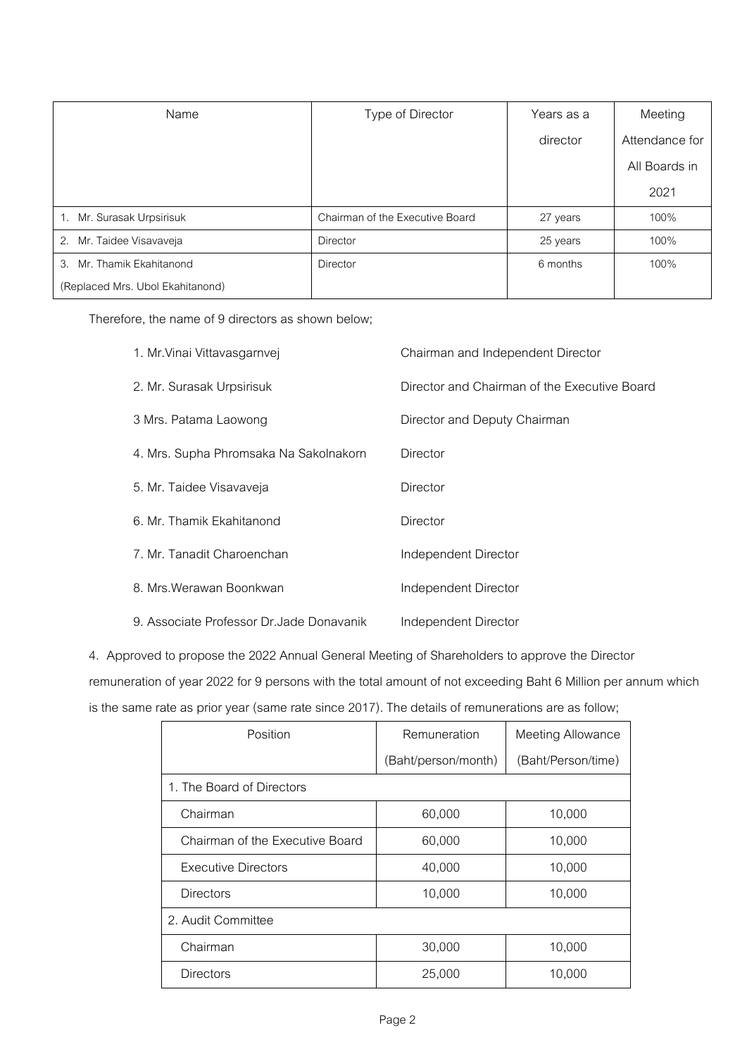| Name | Type of Director | Years as a director | Meeting Attendance for All Boards in 2021 |
|---|---|---|---|
| 1. Mr. Surasak Urpsirisuk | Chairman of the Executive Board | 27 years | 100% |
| 2. Mr. Taidee Visavaveja | Director | 25 years | 100% |
| 3. Mr. Thamik Ekahitanond (Replaced Mrs. Ubol Ekahitanond) | Director | 6 months | 100% |

Therefore, the name of 9 directors as shown below;

1. Mr.Vinai Vittavasgarnvej — Chairman and Independent Director
2. Mr. Surasak Urpsirisuk — Director and Chairman of the Executive Board
3. Mrs. Patama Laowong — Director and Deputy Chairman
4. Mrs. Supha Phromsaka Na Sakolnakorn — Director
5. Mr. Taidee Visavaveja — Director
6. Mr. Thamik Ekahitanond — Director
7. Mr. Tanadit Charoenchan — Independent Director
8. Mrs.Werawan Boonkwan — Independent Director
9. Associate Professor Dr.Jade Donavanik — Independent Director

4. Approved to propose the 2022 Annual General Meeting of Shareholders to approve the Director remuneration of year 2022 for 9 persons with the total amount of not exceeding Baht 6 Million per annum which is the same rate as prior year (same rate since 2017). The details of remunerations are as follow;

| Position | Remuneration (Baht/person/month) | Meeting Allowance (Baht/Person/time) |
|---|---|---|
| 1. The Board of Directors | | |
| Chairman | 60,000 | 10,000 |
| Chairman of the Executive Board | 60,000 | 10,000 |
| Executive Directors | 40,000 | 10,000 |
| Directors | 10,000 | 10,000 |
| 2. Audit Committee | | |
| Chairman | 30,000 | 10,000 |
| Directors | 25,000 | 10,000 |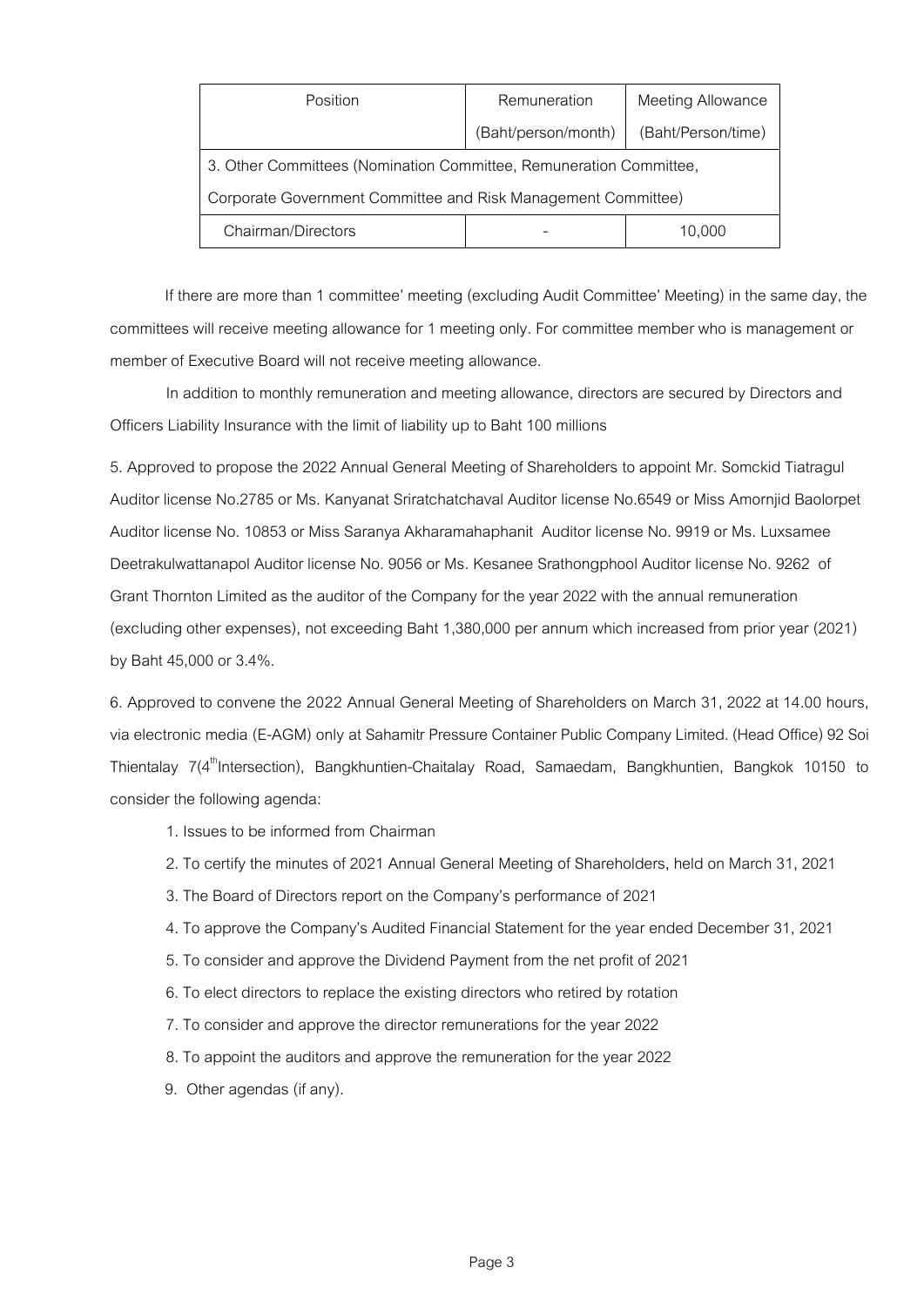| Position | Remuneration | Meeting Allowance |
|---|---|---|
| | (Baht/person/month) | (Baht/Person/time) |
| 3. Other Committees (Nomination Committee, Remuneration Committee, Corporate Government Committee and Risk Management Committee) | | |
| Chairman/Directors | - | 10,000 |

If there are more than 1 committee' meeting (excluding Audit Committee' Meeting) in the same day, the committees will receive meeting allowance for 1 meeting only. For committee member who is management or member of Executive Board will not receive meeting allowance.

In addition to monthly remuneration and meeting allowance, directors are secured by Directors and Officers Liability Insurance with the limit of liability up to Baht 100 millions

5. Approved to propose the 2022 Annual General Meeting of Shareholders to appoint Mr. Somckid Tiatragul Auditor license No.2785 or Ms. Kanyanat Sriratchatchaval Auditor license No.6549 or Miss Amornjid Baolorpet Auditor license No. 10853 or Miss Saranya Akharamahaphanit Auditor license No. 9919 or Ms. Luxsamee Deetrakulwattanapol Auditor license No. 9056 or Ms. Kesanee Srathongphool Auditor license No. 9262 of Grant Thornton Limited as the auditor of the Company for the year 2022 with the annual remuneration (excluding other expenses), not exceeding Baht 1,380,000 per annum which increased from prior year (2021) by Baht 45,000 or 3.4%.

6. Approved to convene the 2022 Annual General Meeting of Shareholders on March 31, 2022 at 14.00 hours, via electronic media (E-AGM) only at Sahamitr Pressure Container Public Company Limited. (Head Office) 92 Soi Thientalay 7(4th Intersection), Bangkhuntien-Chaitalay Road, Samaedam, Bangkhuntien, Bangkok 10150 to consider the following agenda:

1. Issues to be informed from Chairman
2. To certify the minutes of 2021 Annual General Meeting of Shareholders, held on March 31, 2021
3. The Board of Directors report on the Company's performance of 2021
4. To approve the Company's Audited Financial Statement for the year ended December 31, 2021
5. To consider and approve the Dividend Payment from the net profit of 2021
6. To elect directors to replace the existing directors who retired by rotation
7. To consider and approve the director remunerations for the year 2022
8. To appoint the auditors and approve the remuneration for the year 2022
9. Other agendas (if any).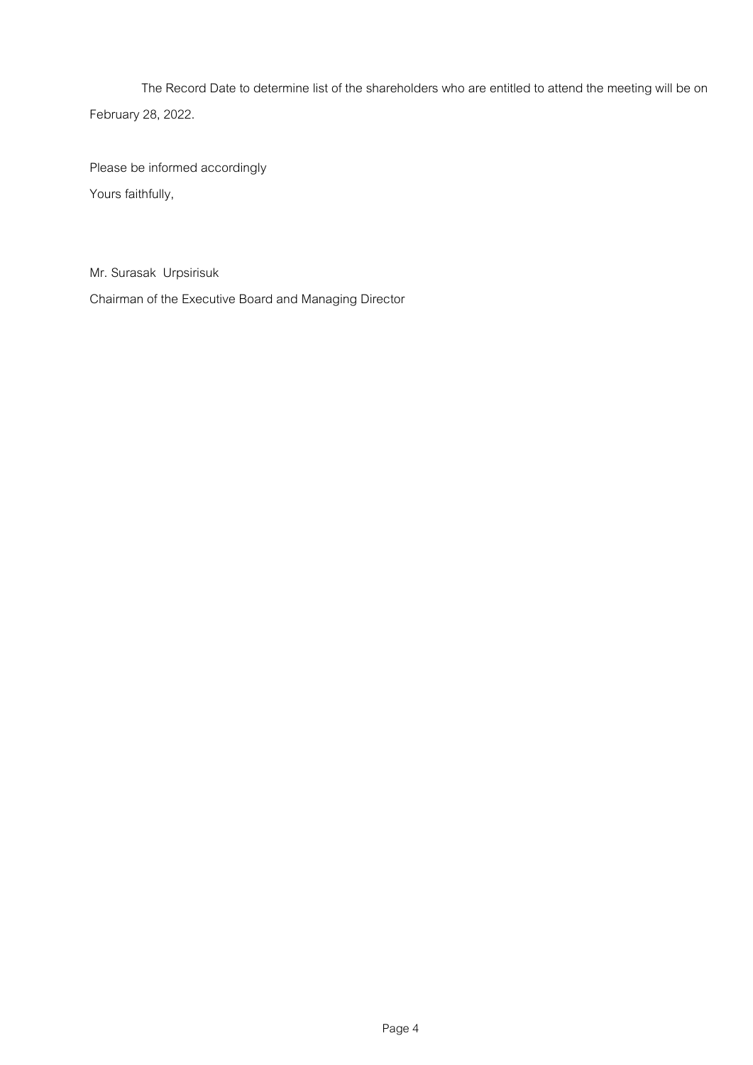The Record Date to determine list of the shareholders who are entitled to attend the meeting will be on February 28, 2022.

Please be informed accordingly

Yours faithfully,

Mr. Surasak Urpsirisuk

Chairman of the Executive Board and Managing Director